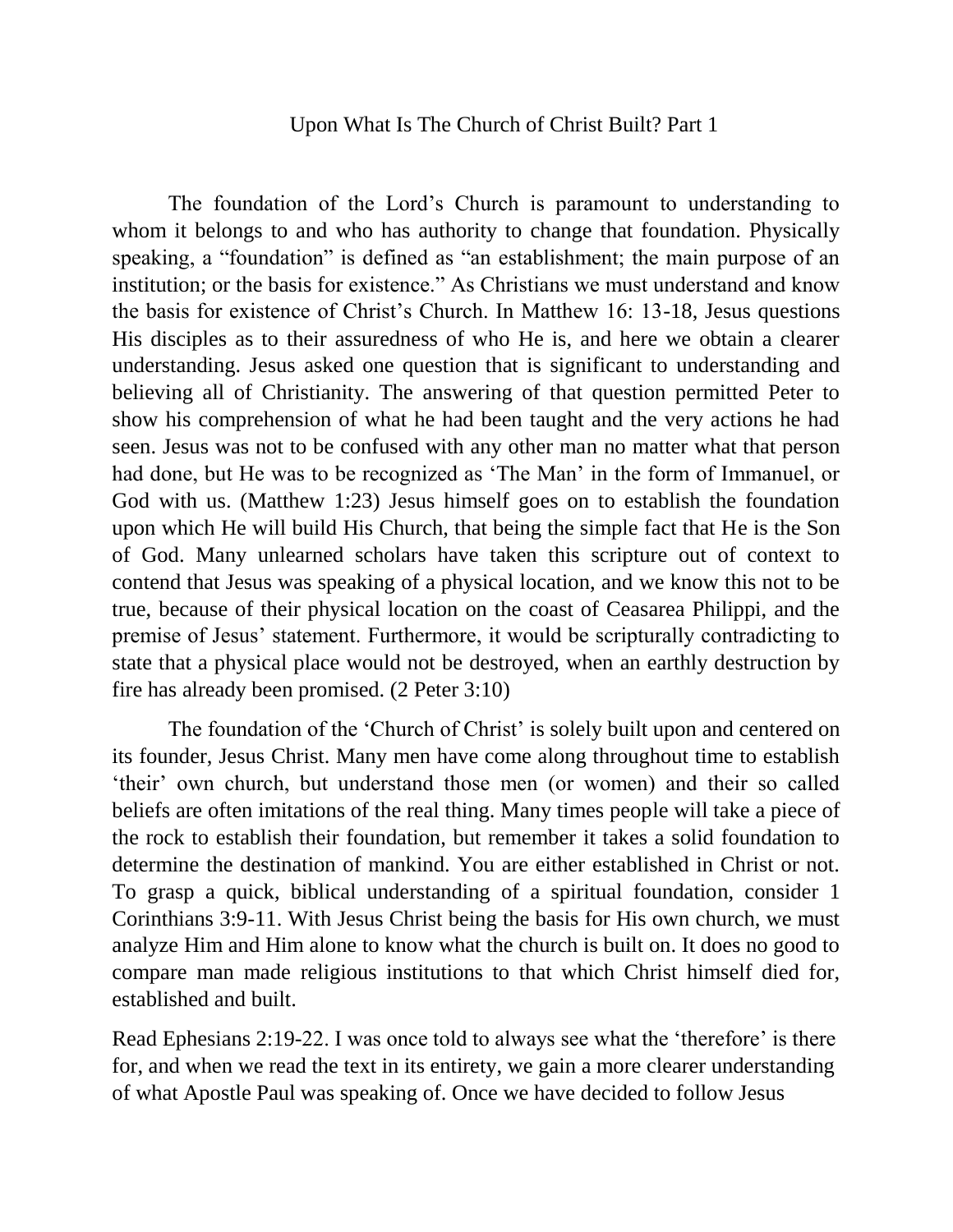# Upon What Is The Church of Christ Built? Part 1

The foundation of the Lord's Church is paramount to understanding to whom it belongs to and who has authority to change that foundation. Physically speaking, a "foundation" is defined as "an establishment; the main purpose of an institution; or the basis for existence." As Christians we must understand and know the basis for existence of Christ's Church. In Matthew 16: 13-18, Jesus questions His disciples as to their assuredness of who He is, and here we obtain a clearer understanding. Jesus asked one question that is significant to understanding and believing all of Christianity. The answering of that question permitted Peter to show his comprehension of what he had been taught and the very actions he had seen. Jesus was not to be confused with any other man no matter what that person had done, but He was to be recognized as 'The Man' in the form of Immanuel, or God with us. (Matthew 1:23) Jesus himself goes on to establish the foundation upon which He will build His Church, that being the simple fact that He is the Son of God. Many unlearned scholars have taken this scripture out of context to contend that Jesus was speaking of a physical location, and we know this not to be true, because of their physical location on the coast of Ceasarea Philippi, and the premise of Jesus' statement. Furthermore, it would be scripturally contradicting to state that a physical place would not be destroyed, when an earthly destruction by fire has already been promised. (2 Peter 3:10)

The foundation of the 'Church of Christ' is solely built upon and centered on its founder, Jesus Christ. Many men have come along throughout time to establish 'their' own church, but understand those men (or women) and their so called beliefs are often imitations of the real thing. Many times people will take a piece of the rock to establish their foundation, but remember it takes a solid foundation to determine the destination of mankind. You are either established in Christ or not. To grasp a quick, biblical understanding of a spiritual foundation, consider 1 Corinthians 3:9-11. With Jesus Christ being the basis for His own church, we must analyze Him and Him alone to know what the church is built on. It does no good to compare man made religious institutions to that which Christ himself died for, established and built.

Read Ephesians 2:19-22. I was once told to always see what the 'therefore' is there for, and when we read the text in its entirety, we gain a more clearer understanding of what Apostle Paul was speaking of. Once we have decided to follow Jesus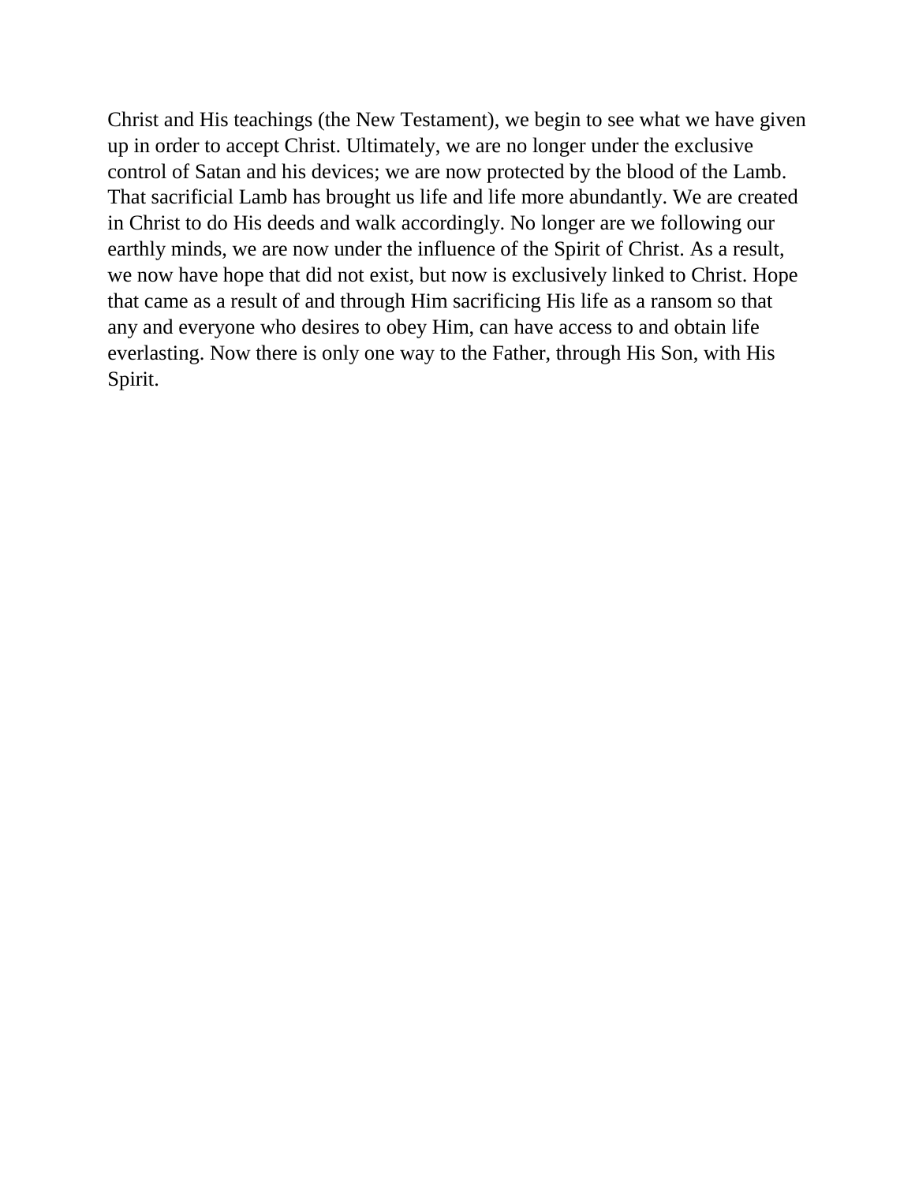Christ and His teachings (the New Testament), we begin to see what we have given up in order to accept Christ. Ultimately, we are no longer under the exclusive control of Satan and his devices; we are now protected by the blood of the Lamb. That sacrificial Lamb has brought us life and life more abundantly. We are created in Christ to do His deeds and walk accordingly. No longer are we following our earthly minds, we are now under the influence of the Spirit of Christ. As a result, we now have hope that did not exist, but now is exclusively linked to Christ. Hope that came as a result of and through Him sacrificing His life as a ransom so that any and everyone who desires to obey Him, can have access to and obtain life everlasting. Now there is only one way to the Father, through His Son, with His Spirit.